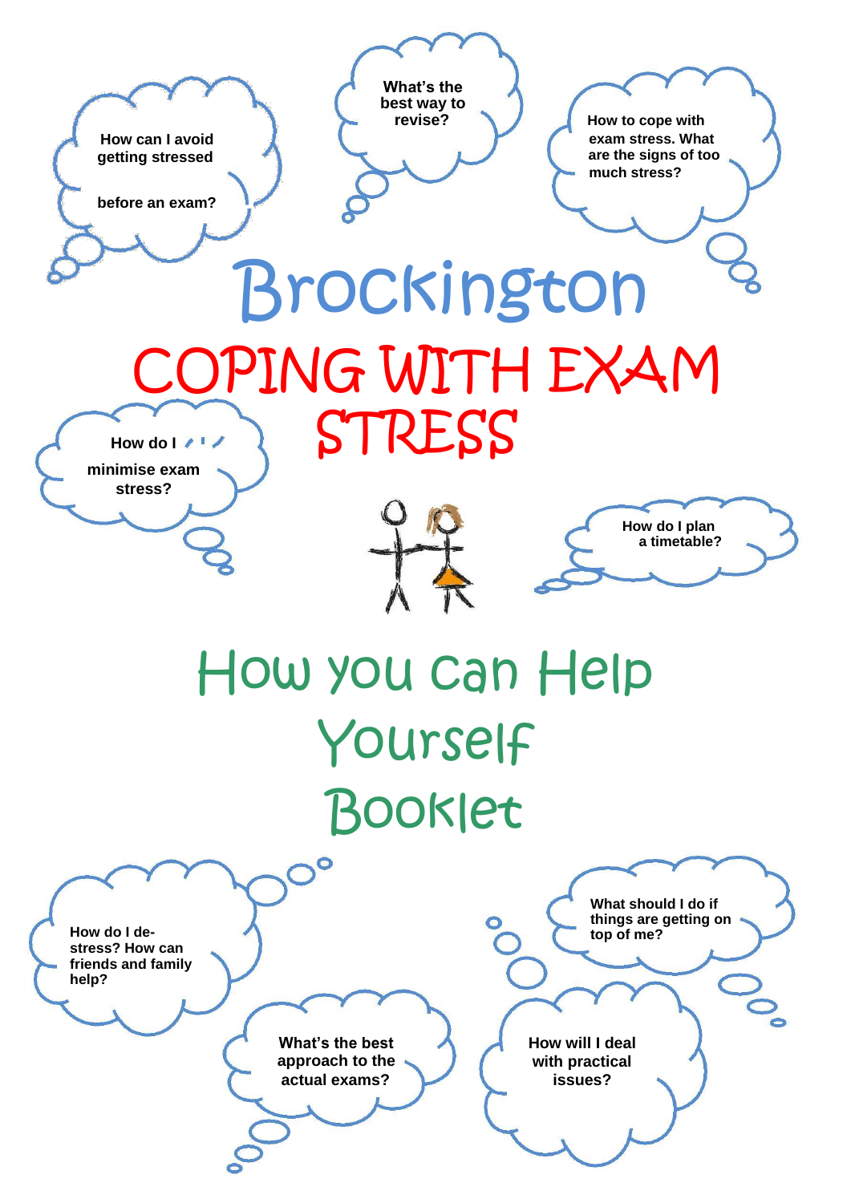How can I avoid getting stressed

before an exam?

What's the best way to revise?

How to cope with exam stress. What are the signs of too much stress?

# Brockington

# COPING WITH EXAM STRESS

How do I minimise exam stress?

How do I plan a timetable?

# How you can Help Yourself Booklet

How do I de-stress? How can friends and family help?

What should I do if things are getting on top of me?

What's the best approach to the actual exams?

How will I deal with practical issues?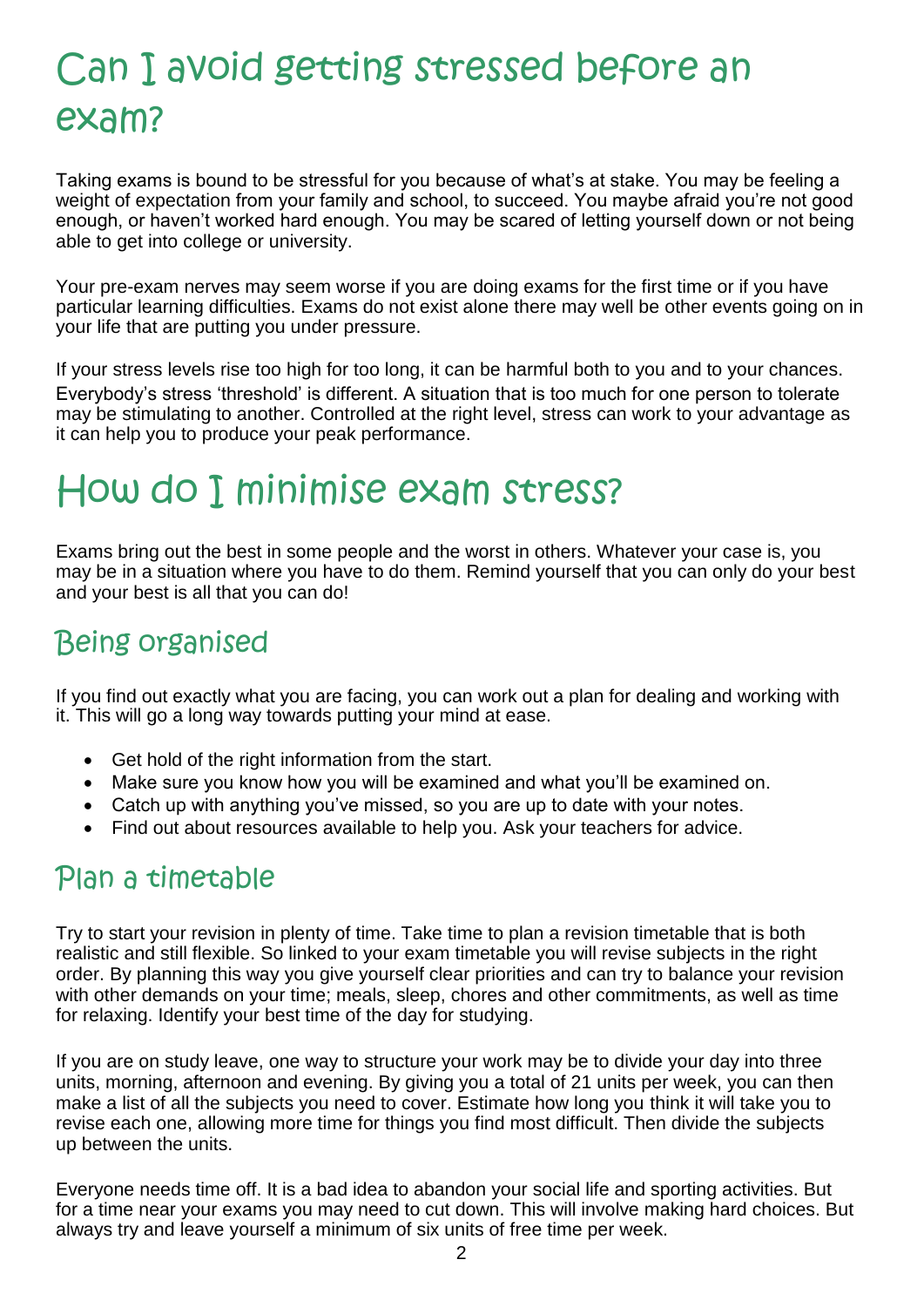# Can I avoid getting stressed before an exam?

Taking exams is bound to be stressful for you because of what's at stake. You may be feeling a weight of expectation from your family and school, to succeed. You maybe afraid you're not good enough, or haven't worked hard enough. You may be scared of letting yourself down or not being able to get into college or university.

Your pre-exam nerves may seem worse if you are doing exams for the first time or if you have particular learning difficulties. Exams do not exist alone there may well be other events going on in your life that are putting you under pressure.

If your stress levels rise too high for too long, it can be harmful both to you and to your chances. Everybody's stress 'threshold' is different. A situation that is too much for one person to tolerate may be stimulating to another. Controlled at the right level, stress can work to your advantage as it can help you to produce your peak performance.

# How do I minimise exam stress?

Exams bring out the best in some people and the worst in others. Whatever your case is, you may be in a situation where you have to do them. Remind yourself that you can only do your best and your best is all that you can do!

## Being organised

If you find out exactly what you are facing, you can work out a plan for dealing and working with it. This will go a long way towards putting your mind at ease.

- Get hold of the right information from the start.
- Make sure you know how you will be examined and what you'll be examined on.
- Catch up with anything you've missed, so you are up to date with your notes.
- Find out about resources available to help you. Ask your teachers for advice.

## Plan a timetable

Try to start your revision in plenty of time. Take time to plan a revision timetable that is both realistic and still flexible. So linked to your exam timetable you will revise subjects in the right order. By planning this way you give yourself clear priorities and can try to balance your revision with other demands on your time; meals, sleep, chores and other commitments, as well as time for relaxing. Identify your best time of the day for studying.

If you are on study leave, one way to structure your work may be to divide your day into three units, morning, afternoon and evening. By giving you a total of 21 units per week, you can then make a list of all the subjects you need to cover. Estimate how long you think it will take you to revise each one, allowing more time for things you find most difficult. Then divide the subjects up between the units.

Everyone needs time off. It is a bad idea to abandon your social life and sporting activities. But for a time near your exams you may need to cut down. This will involve making hard choices. But always try and leave yourself a minimum of six units of free time per week.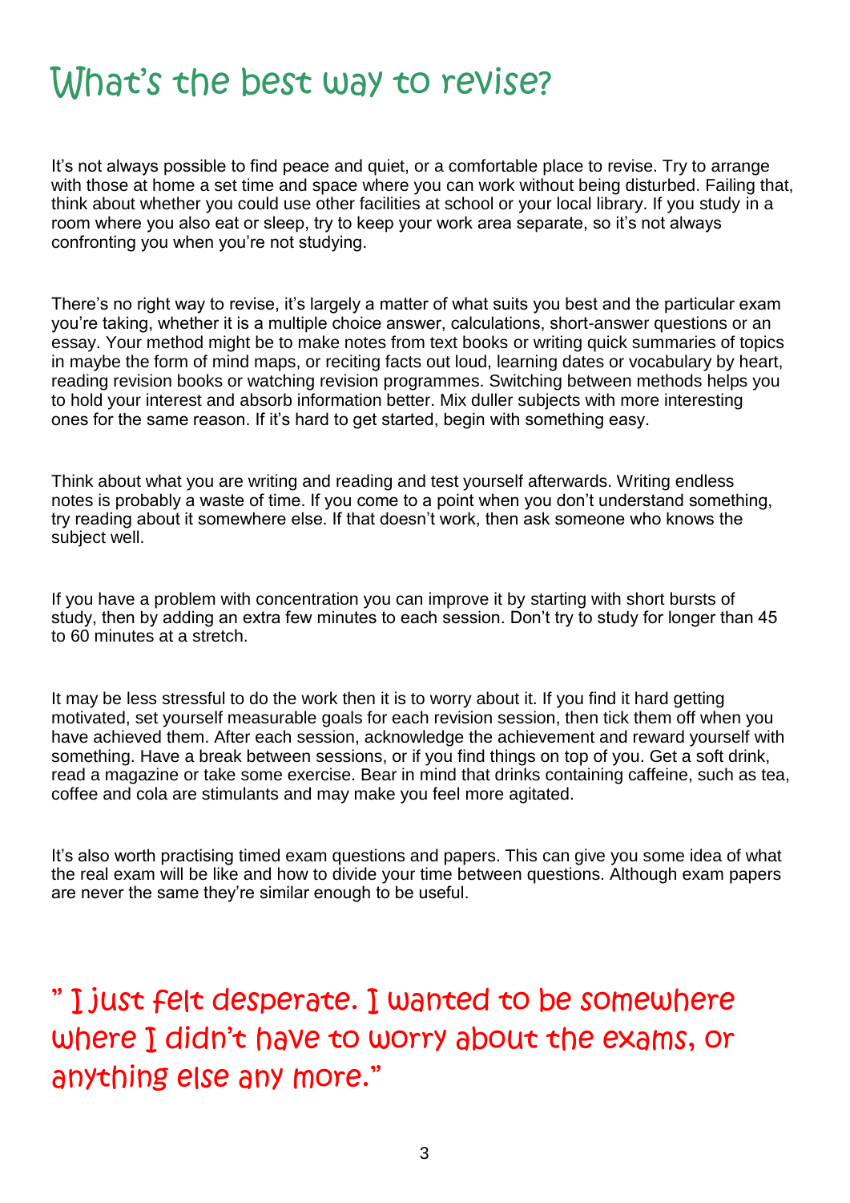# What's the best way to revise?

It's not always possible to find peace and quiet, or a comfortable place to revise. Try to arrange with those at home a set time and space where you can work without being disturbed. Failing that, think about whether you could use other facilities at school or your local library. If you study in a room where you also eat or sleep, try to keep your work area separate, so it's not always confronting you when you're not studying.

There's no right way to revise, it's largely a matter of what suits you best and the particular exam you're taking, whether it is a multiple choice answer, calculations, short-answer questions or an essay. Your method might be to make notes from text books or writing quick summaries of topics in maybe the form of mind maps, or reciting facts out loud, learning dates or vocabulary by heart, reading revision books or watching revision programmes. Switching between methods helps you to hold your interest and absorb information better. Mix duller subjects with more interesting ones for the same reason. If it's hard to get started, begin with something easy.

Think about what you are writing and reading and test yourself afterwards. Writing endless notes is probably a waste of time. If you come to a point when you don't understand something, try reading about it somewhere else. If that doesn't work, then ask someone who knows the subject well.

If you have a problem with concentration you can improve it by starting with short bursts of study, then by adding an extra few minutes to each session. Don't try to study for longer than 45 to 60 minutes at a stretch.

It may be less stressful to do the work then it is to worry about it. If you find it hard getting motivated, set yourself measurable goals for each revision session, then tick them off when you have achieved them. After each session, acknowledge the achievement and reward yourself with something. Have a break between sessions, or if you find things on top of you. Get a soft drink, read a magazine or take some exercise. Bear in mind that drinks containing caffeine, such as tea, coffee and cola are stimulants and may make you feel more agitated.

It's also worth practising timed exam questions and papers. This can give you some idea of what the real exam will be like and how to divide your time between questions. Although exam papers are never the same they're similar enough to be useful.

## " I just felt desperate. I wanted to be somewhere where I didn't have to worry about the exams, or anything else any more."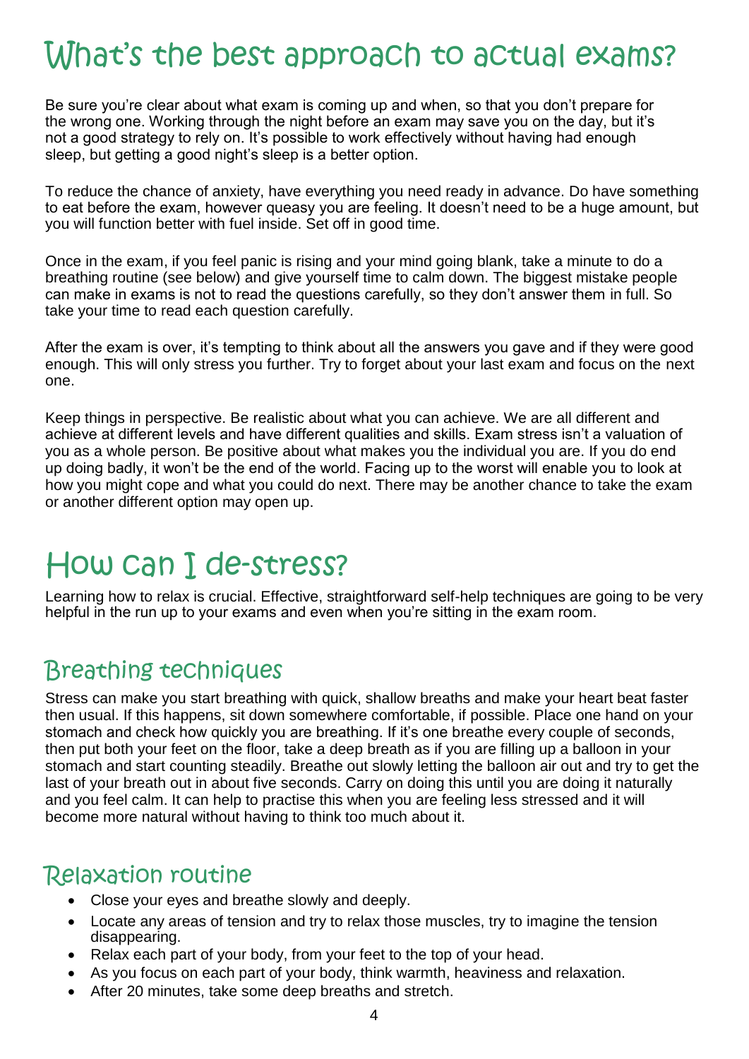# What's the best approach to actual exams?

Be sure you're clear about what exam is coming up and when, so that you don't prepare for the wrong one. Working through the night before an exam may save you on the day, but it's not a good strategy to rely on. It's possible to work effectively without having had enough sleep, but getting a good night's sleep is a better option.

To reduce the chance of anxiety, have everything you need ready in advance. Do have something to eat before the exam, however queasy you are feeling. It doesn't need to be a huge amount, but you will function better with fuel inside. Set off in good time.

Once in the exam, if you feel panic is rising and your mind going blank, take a minute to do a breathing routine (see below) and give yourself time to calm down. The biggest mistake people can make in exams is not to read the questions carefully, so they don't answer them in full. So take your time to read each question carefully.

After the exam is over, it's tempting to think about all the answers you gave and if they were good enough. This will only stress you further. Try to forget about your last exam and focus on the next one.

Keep things in perspective. Be realistic about what you can achieve. We are all different and achieve at different levels and have different qualities and skills. Exam stress isn't a valuation of you as a whole person. Be positive about what makes you the individual you are. If you do end up doing badly, it won't be the end of the world. Facing up to the worst will enable you to look at how you might cope and what you could do next. There may be another chance to take the exam or another different option may open up.

# How can I de-stress?

Learning how to relax is crucial. Effective, straightforward self-help techniques are going to be very helpful in the run up to your exams and even when you're sitting in the exam room.

## Breathing techniques

Stress can make you start breathing with quick, shallow breaths and make your heart beat faster then usual. If this happens, sit down somewhere comfortable, if possible. Place one hand on your stomach and check how quickly you are breathing. If it's one breathe every couple of seconds, then put both your feet on the floor, take a deep breath as if you are filling up a balloon in your stomach and start counting steadily. Breathe out slowly letting the balloon air out and try to get the last of your breath out in about five seconds. Carry on doing this until you are doing it naturally and you feel calm. It can help to practise this when you are feeling less stressed and it will become more natural without having to think too much about it.

## Relaxation routine

- Close your eyes and breathe slowly and deeply.
- Locate any areas of tension and try to relax those muscles, try to imagine the tension disappearing.
- Relax each part of your body, from your feet to the top of your head.
- As you focus on each part of your body, think warmth, heaviness and relaxation.
- After 20 minutes, take some deep breaths and stretch.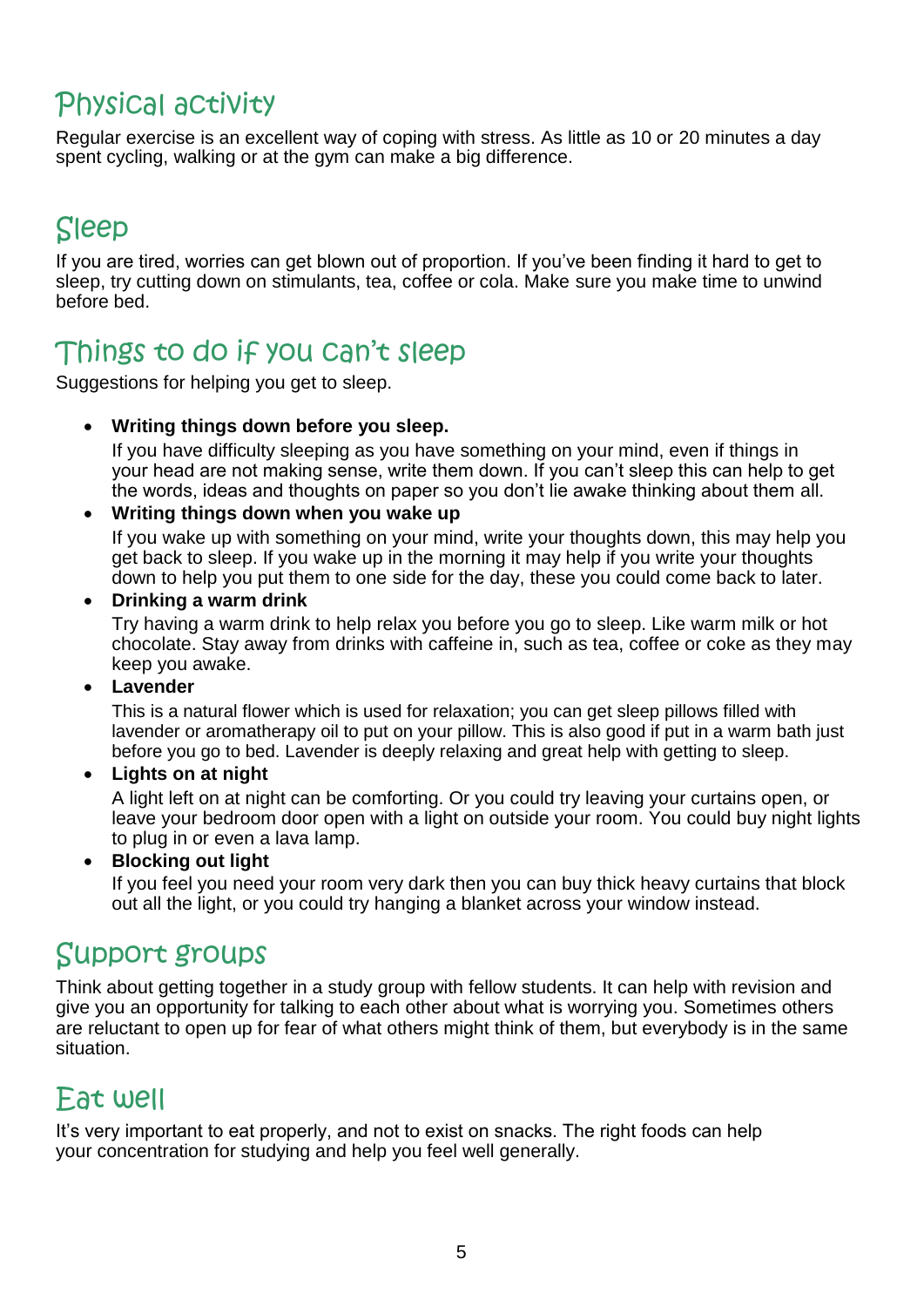## Physical activity

Regular exercise is an excellent way of coping with stress. As little as 10 or 20 minutes a day spent cycling, walking or at the gym can make a big difference.

## Sleep

If you are tired, worries can get blown out of proportion. If you've been finding it hard to get to sleep, try cutting down on stimulants, tea, coffee or cola. Make sure you make time to unwind before bed.

## Things to do if you can't sleep

Suggestions for helping you get to sleep.

- **Writing things down before you sleep.**

  If you have difficulty sleeping as you have something on your mind, even if things in your head are not making sense, write them down. If you can't sleep this can help to get the words, ideas and thoughts on paper so you don't lie awake thinking about them all.

- **Writing things down when you wake up**

  If you wake up with something on your mind, write your thoughts down, this may help you get back to sleep. If you wake up in the morning it may help if you write your thoughts down to help you put them to one side for the day, these you could come back to later.

- **Drinking a warm drink**

  Try having a warm drink to help relax you before you go to sleep. Like warm milk or hot chocolate. Stay away from drinks with caffeine in, such as tea, coffee or coke as they may keep you awake.

- **Lavender**

  This is a natural flower which is used for relaxation; you can get sleep pillows filled with lavender or aromatherapy oil to put on your pillow. This is also good if put in a warm bath just before you go to bed. Lavender is deeply relaxing and great help with getting to sleep.

- **Lights on at night**

  A light left on at night can be comforting. Or you could try leaving your curtains open, or leave your bedroom door open with a light on outside your room. You could buy night lights to plug in or even a lava lamp.

- **Blocking out light**

  If you feel you need your room very dark then you can buy thick heavy curtains that block out all the light, or you could try hanging a blanket across your window instead.

## Support groups

Think about getting together in a study group with fellow students. It can help with revision and give you an opportunity for talking to each other about what is worrying you. Sometimes others are reluctant to open up for fear of what others might think of them, but everybody is in the same situation.

## Eat well

It's very important to eat properly, and not to exist on snacks. The right foods can help your concentration for studying and help you feel well generally.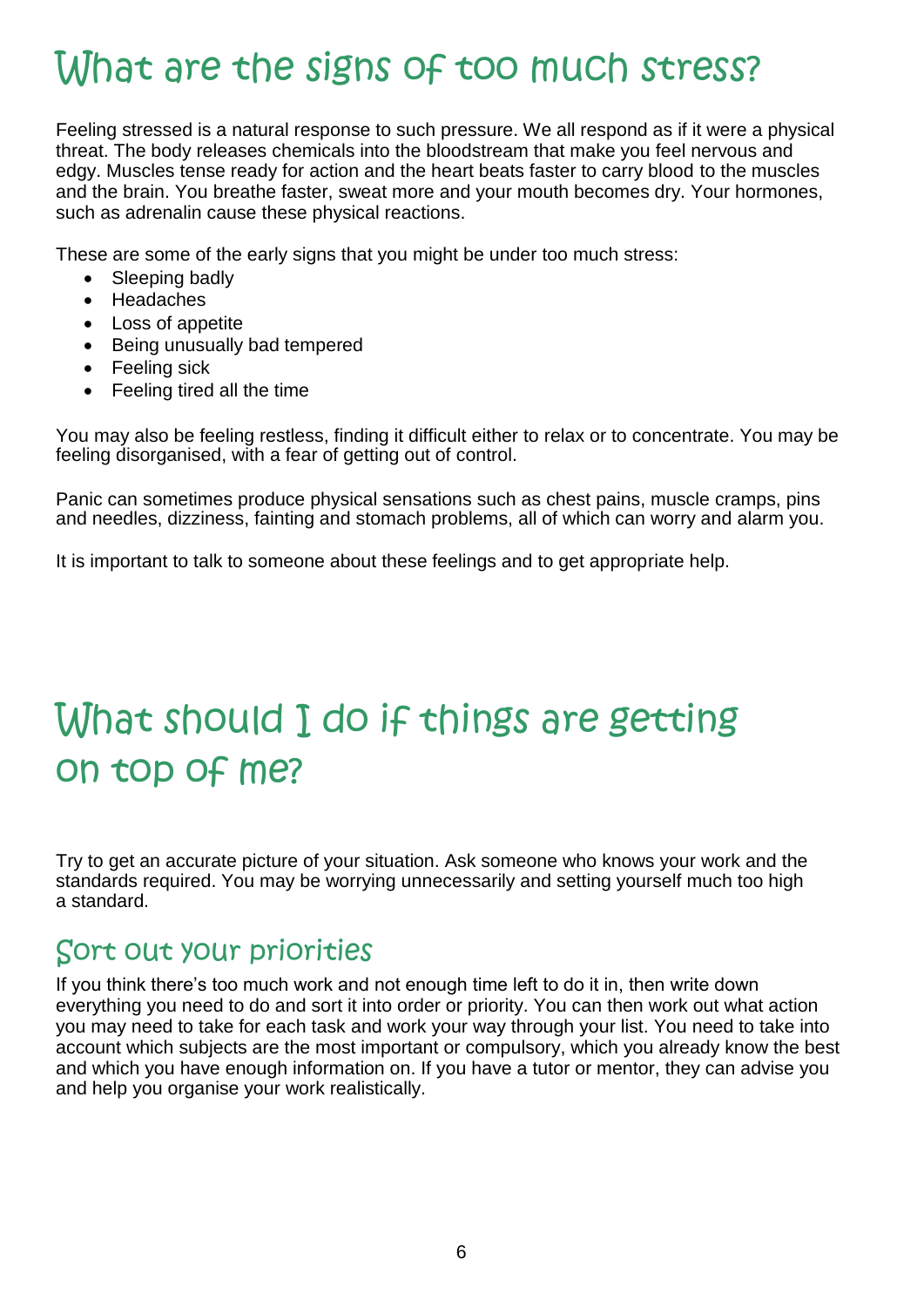# What are the signs of too much stress?

Feeling stressed is a natural response to such pressure. We all respond as if it were a physical threat. The body releases chemicals into the bloodstream that make you feel nervous and edgy. Muscles tense ready for action and the heart beats faster to carry blood to the muscles and the brain. You breathe faster, sweat more and your mouth becomes dry. Your hormones, such as adrenalin cause these physical reactions.

These are some of the early signs that you might be under too much stress:

- Sleeping badly
- Headaches
- Loss of appetite
- Being unusually bad tempered
- Feeling sick
- Feeling tired all the time

You may also be feeling restless, finding it difficult either to relax or to concentrate. You may be feeling disorganised, with a fear of getting out of control.

Panic can sometimes produce physical sensations such as chest pains, muscle cramps, pins and needles, dizziness, fainting and stomach problems, all of which can worry and alarm you.

It is important to talk to someone about these feelings and to get appropriate help.

# What should I do if things are getting on top of me?

Try to get an accurate picture of your situation. Ask someone who knows your work and the standards required. You may be worrying unnecessarily and setting yourself much too high a standard.

## Sort out your priorities

If you think there's too much work and not enough time left to do it in, then write down everything you need to do and sort it into order or priority. You can then work out what action you may need to take for each task and work your way through your list. You need to take into account which subjects are the most important or compulsory, which you already know the best and which you have enough information on. If you have a tutor or mentor, they can advise you and help you organise your work realistically.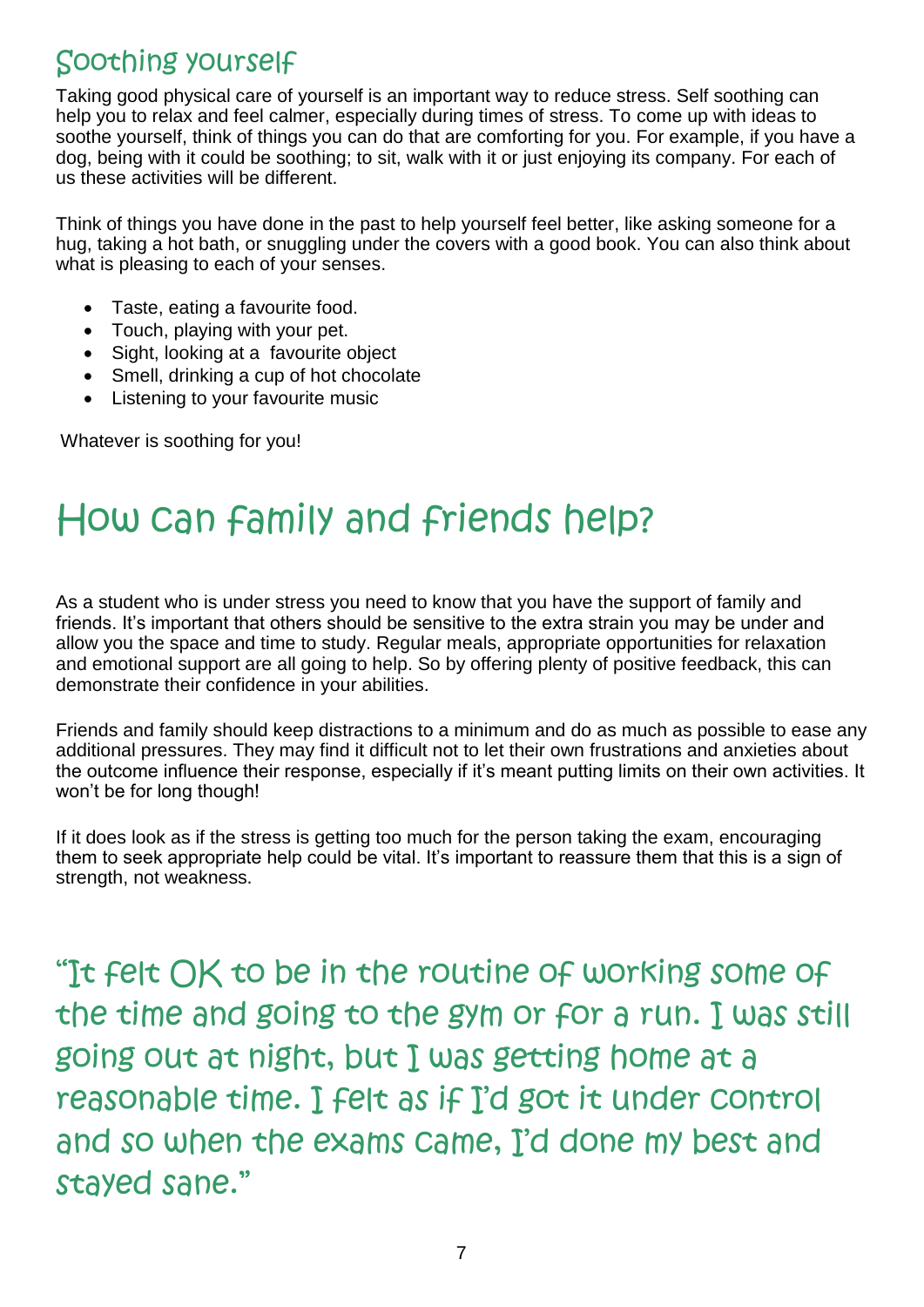## Soothing yourself

Taking good physical care of yourself is an important way to reduce stress. Self soothing can help you to relax and feel calmer, especially during times of stress. To come up with ideas to soothe yourself, think of things you can do that are comforting for you. For example, if you have a dog, being with it could be soothing; to sit, walk with it or just enjoying its company. For each of us these activities will be different.

Think of things you have done in the past to help yourself feel better, like asking someone for a hug, taking a hot bath, or snuggling under the covers with a good book. You can also think about what is pleasing to each of your senses.

- Taste, eating a favourite food.
- Touch, playing with your pet.
- Sight, looking at a favourite object
- Smell, drinking a cup of hot chocolate
- Listening to your favourite music

Whatever is soothing for you!

# How can family and friends help?

As a student who is under stress you need to know that you have the support of family and friends. It's important that others should be sensitive to the extra strain you may be under and allow you the space and time to study. Regular meals, appropriate opportunities for relaxation and emotional support are all going to help. So by offering plenty of positive feedback, this can demonstrate their confidence in your abilities.

Friends and family should keep distractions to a minimum and do as much as possible to ease any additional pressures. They may find it difficult not to let their own frustrations and anxieties about the outcome influence their response, especially if it's meant putting limits on their own activities. It won't be for long though!

If it does look as if the stress is getting too much for the person taking the exam, encouraging them to seek appropriate help could be vital. It's important to reassure them that this is a sign of strength, not weakness.

"It felt OK to be in the routine of working some of the time and going to the gym or for a run. I was still going out at night, but I was getting home at a reasonable time. I felt as if I'd got it under control and so when the exams came, I'd done my best and stayed sane."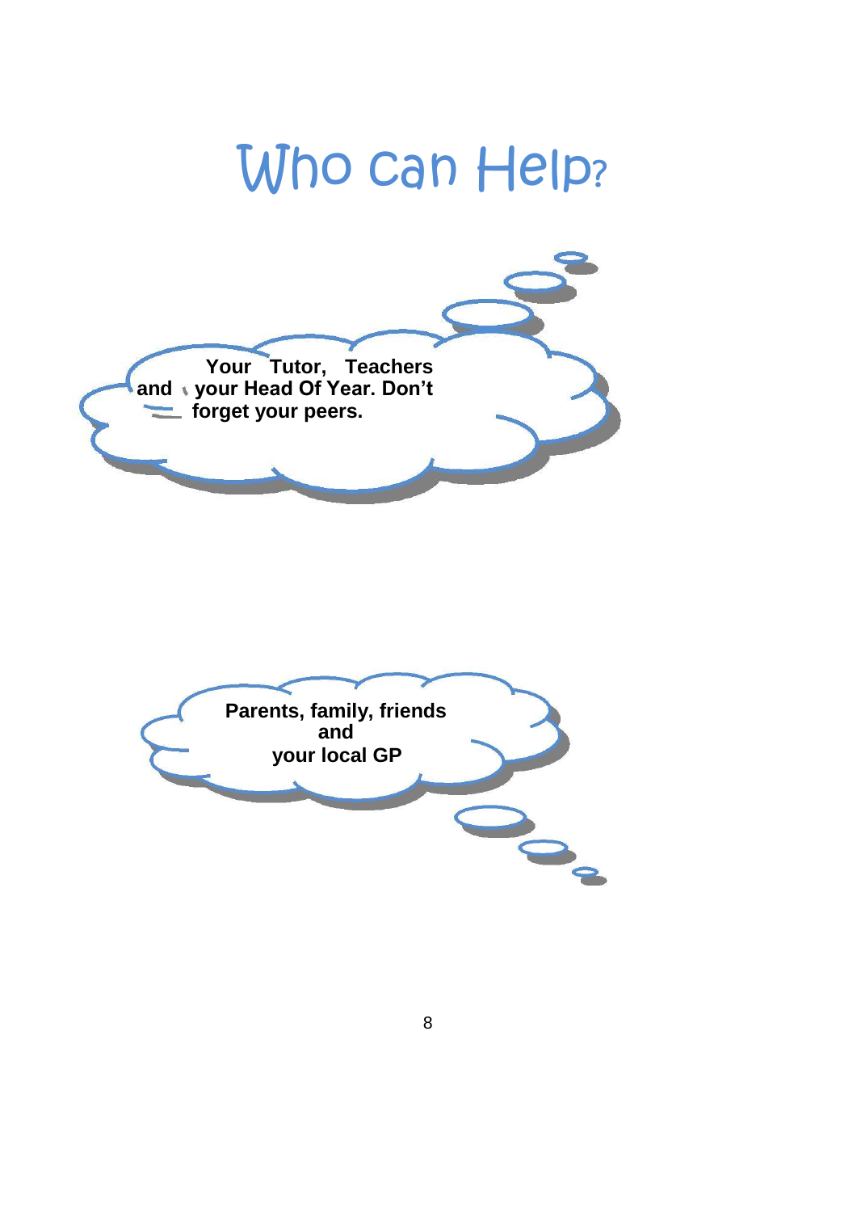# Who can Help?

**Your Tutor, Teachers and your Head Of Year. Don't forget your peers.**

**Parents, family, friends and your local GP**